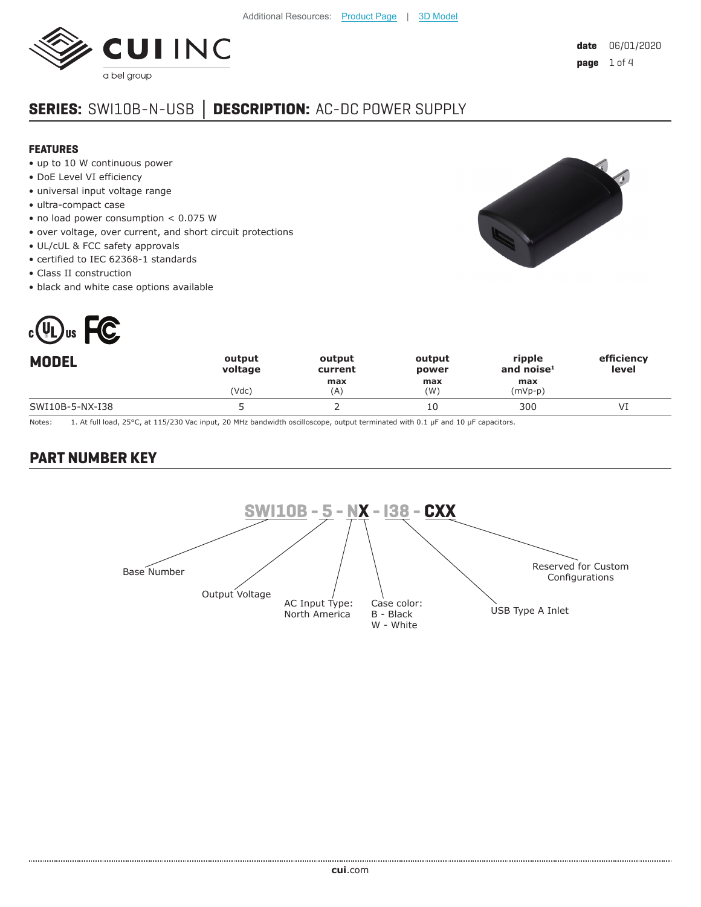Additional Resources: Product Page | 3D Model

date 06/01/2020

## SERIES: SWI10B-N-USB | DESCRIPTION: AC-DC POWER SUPPLY

### FEATURES

- up to 10 W continuous power
- DoE Level VI efficiency
- universal input voltage range
- ultra-compact case
- no load power consumption < 0.075 W
- over voltage, over current, and short circuit protections
- UL/cUL & FCC safety approvals
- certified to IEC 62368-1 standards
- Class II construction
- black and white case options available

| MODEL | output voltage (Vdc) | output current max (A) | output power max (W) | ripple and noise[1] max (mVp-p) | efficiency level |
|---|---|---|---|---|---|
| SWI10B-5-NX-I38 | 5 | 2 | 10 | 300 | VI |

Notes: 1. At full load, 25°C, at 115/230 Vac input, 20 MHz bandwidth oscilloscope, output terminated with 0.1 µF and 10 µF capacitors.

## PART NUMBER KEY

**SWI10B - 5 - NX - I38 - CXX**

- SWI10B: Base Number
- 5: Output Voltage
- N: AC Input Type: North America
- X: Case color: B - Black, W - White
- I38: USB Type A Inlet
- CXX: Reserved for Custom Configurations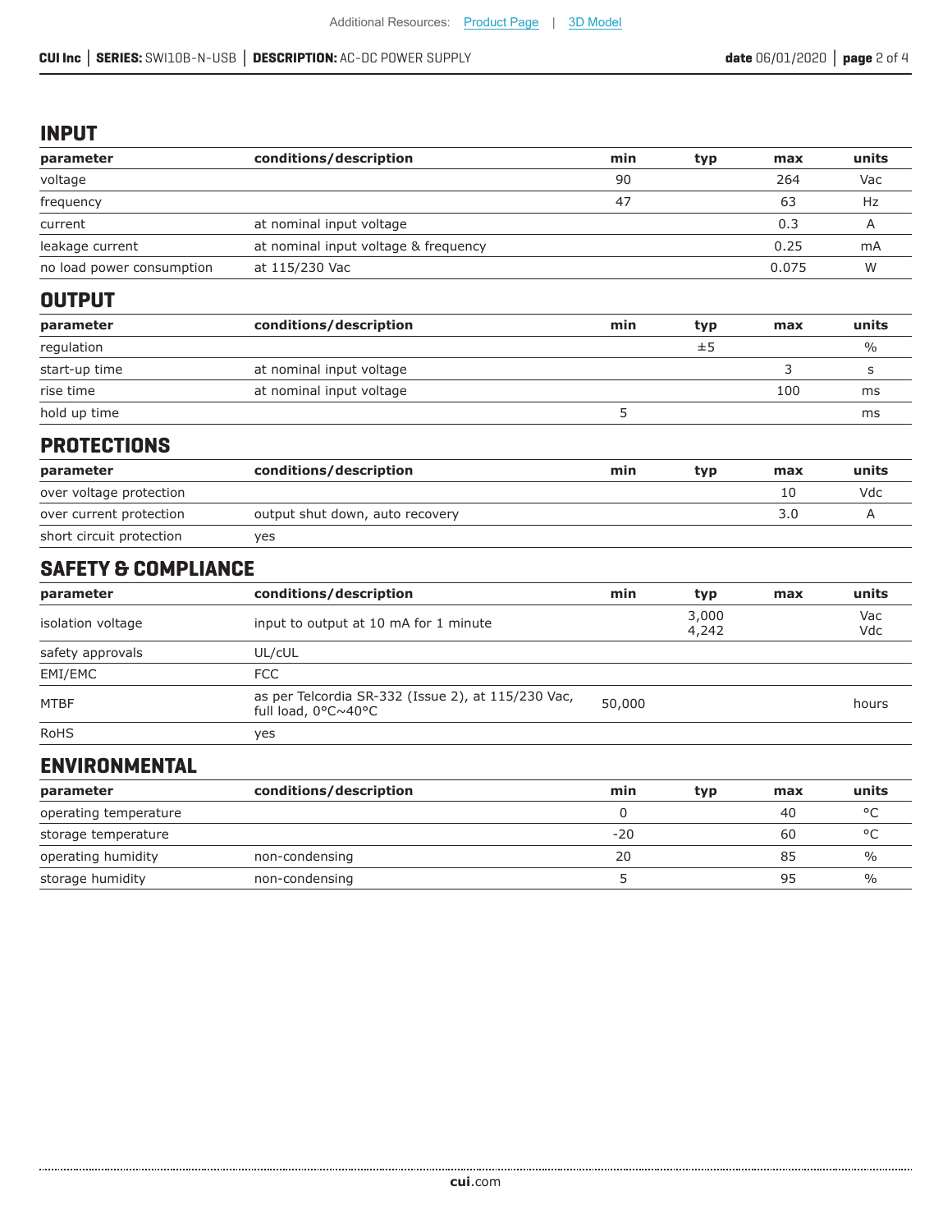## INPUT

| parameter | conditions/description | min | typ | max | units |
|---|---|---|---|---|---|
| voltage | | 90 | | 264 | Vac |
| frequency | | 47 | | 63 | Hz |
| current | at nominal input voltage | | | 0.3 | A |
| leakage current | at nominal input voltage & frequency | | | 0.25 | mA |
| no load power consumption | at 115/230 Vac | | | 0.075 | W |

## OUTPUT

| parameter | conditions/description | min | typ | max | units |
|---|---|---|---|---|---|
| regulation | | | ±5 | | % |
| start-up time | at nominal input voltage | | | 3 | s |
| rise time | at nominal input voltage | | | 100 | ms |
| hold up time | | 5 | | | ms |

## PROTECTIONS

| parameter | conditions/description | min | typ | max | units |
|---|---|---|---|---|---|
| over voltage protection | | | | 10 | Vdc |
| over current protection | output shut down, auto recovery | | | 3.0 | A |
| short circuit protection | yes | | | | |

## SAFETY & COMPLIANCE

| parameter | conditions/description | min | typ | max | units |
|---|---|---|---|---|---|
| isolation voltage | input to output at 10 mA for 1 minute | | 3,000<br>4,242 | | Vac<br>Vdc |
| safety approvals | UL/cUL | | | | |
| EMI/EMC | FCC | | | | |
| MTBF | as per Telcordia SR-332 (Issue 2), at 115/230 Vac, full load, 0°C~40°C | 50,000 | | | hours |
| RoHS | yes | | | | |

## ENVIRONMENTAL

| parameter | conditions/description | min | typ | max | units |
|---|---|---|---|---|---|
| operating temperature | | 0 | | 40 | °C |
| storage temperature | | -20 | | 60 | °C |
| operating humidity | non-condensing | 20 | | 85 | % |
| storage humidity | non-condensing | 5 | | 95 | % |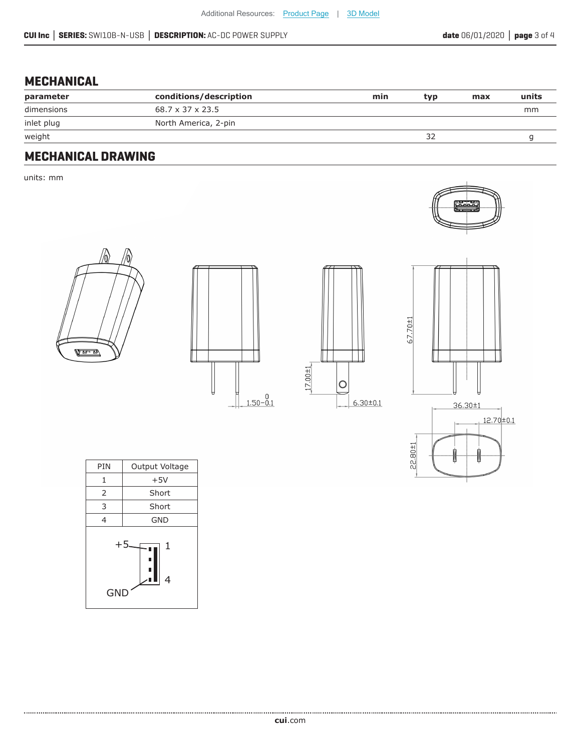## MECHANICAL

| parameter | conditions/description | min | typ | max | units |
|---|---|---|---|---|---|
| dimensions | 68.7 x 37 x 23.5 | | | | mm |
| inlet plug | North America, 2-pin | | | | |
| weight | | | 32 | | g |

## MECHANICAL DRAWING

units: mm

| PIN | Output Voltage |
|---|---|
| 1 | +5V |
| 2 | Short |
| 3 | Short |
| 4 | GND |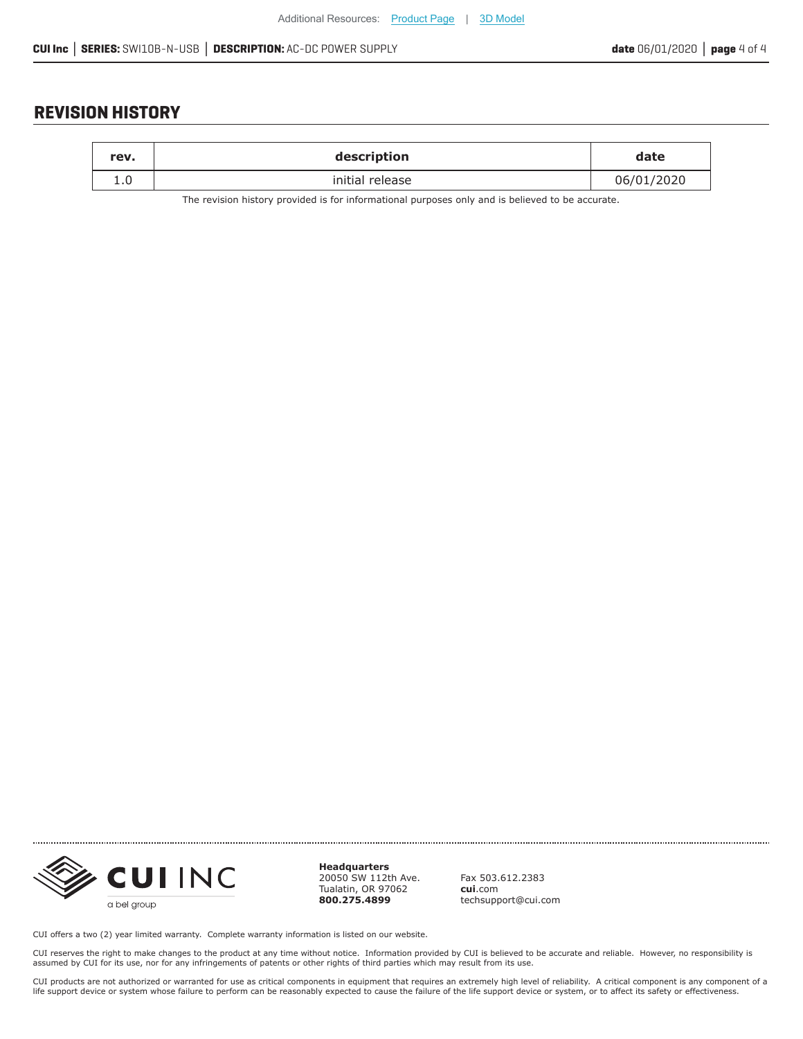## REVISION HISTORY

| rev. | description | date |
|---|---|---|
| 1.0 | initial release | 06/01/2020 |

The revision history provided is for informational purposes only and is believed to be accurate.

CUI INC
a bel group

**Headquarters**
20050 SW 112th Ave.
Tualatin, OR 97062
**800.275.4899**

Fax 503.612.2383
**cui**.com
techsupport@cui.com

CUI offers a two (2) year limited warranty. Complete warranty information is listed on our website.

CUI reserves the right to make changes to the product at any time without notice. Information provided by CUI is believed to be accurate and reliable. However, no responsibility is assumed by CUI for its use, nor for any infringements of patents or other rights of third parties which may result from its use.

CUI products are not authorized or warranted for use as critical components in equipment that requires an extremely high level of reliability. A critical component is any component of a life support device or system whose failure to perform can be reasonably expected to cause the failure of the life support device or system, or to affect its safety or effectiveness.